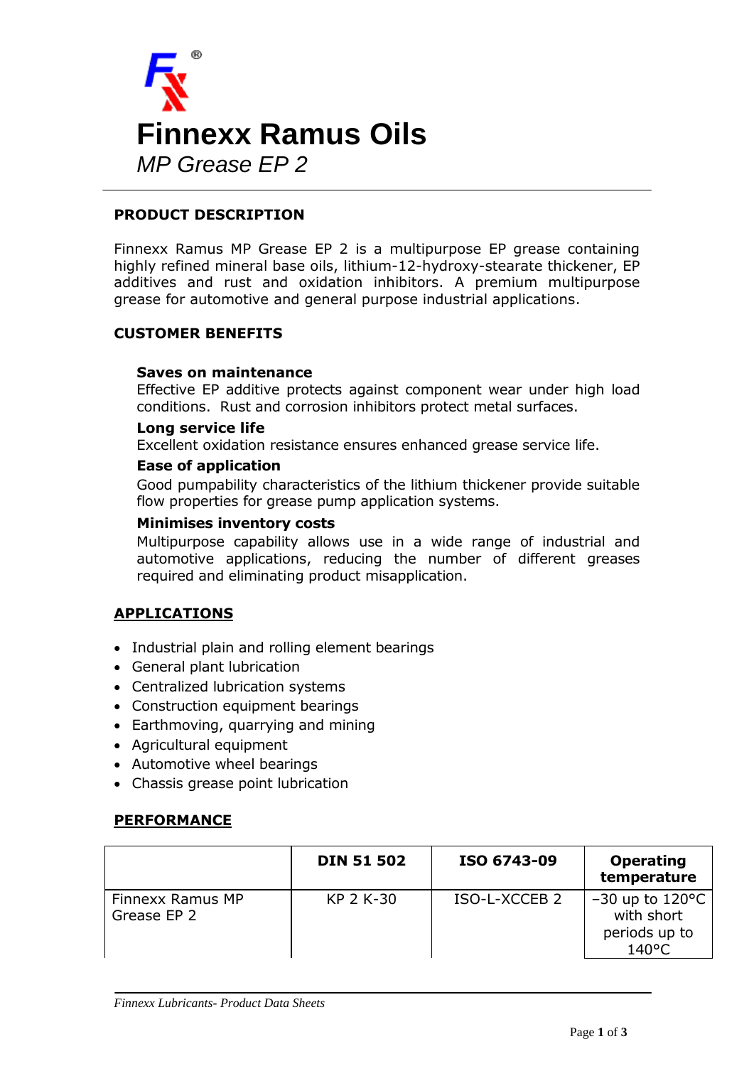# Finnexx Ramus Oils

*MP Grease EP 2*

## PRODUCT DESCRIPTION

Finnexx Ramus MP Grease EP 2 is a multipurpose EP grease containing highly refined mineral base oils, lithium-12-hydroxy-stearate thickener, EP additives and rust and oxidation inhibitors. A premium multipurpose grease for automotive and general purpose industrial applications.

## CUSTOMER BENEFITS

**Saves on maintenance**
Effective EP additive protects against component wear under high load conditions. Rust and corrosion inhibitors protect metal surfaces.

**Long service life**
Excellent oxidation resistance ensures enhanced grease service life.

**Ease of application**
Good pumpability characteristics of the lithium thickener provide suitable flow properties for grease pump application systems.

**Minimises inventory costs**
Multipurpose capability allows use in a wide range of industrial and automotive applications, reducing the number of different greases required and eliminating product misapplication.

## APPLICATIONS

- Industrial plain and rolling element bearings
- General plant lubrication
- Centralized lubrication systems
- Construction equipment bearings
- Earthmoving, quarrying and mining
- Agricultural equipment
- Automotive wheel bearings
- Chassis grease point lubrication

## PERFORMANCE

| | DIN 51 502 | ISO 6743-09 | Operating temperature |
|---|---|---|---|
| Finnexx Ramus MP Grease EP 2 | KP 2 K-30 | ISO-L-XCCEB 2 | −30 up to 120°C with short periods up to 140°C |

*Finnexx Lubricants- Product Data Sheets*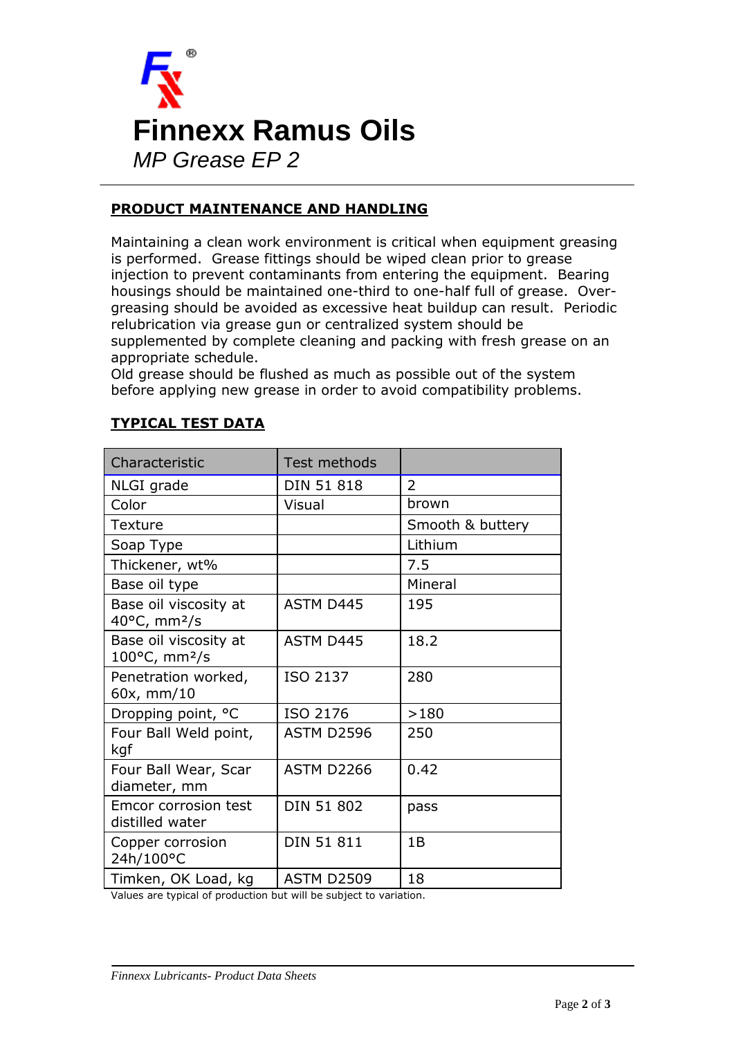# Finnexx Ramus Oils

*MP Grease EP 2*

## PRODUCT MAINTENANCE AND HANDLING

Maintaining a clean work environment is critical when equipment greasing is performed. Grease fittings should be wiped clean prior to grease injection to prevent contaminants from entering the equipment. Bearing housings should be maintained one-third to one-half full of grease. Over-greasing should be avoided as excessive heat buildup can result. Periodic relubrication via grease gun or centralized system should be supplemented by complete cleaning and packing with fresh grease on an appropriate schedule.
Old grease should be flushed as much as possible out of the system before applying new grease in order to avoid compatibility problems.

## TYPICAL TEST DATA

| Characteristic | Test methods | |
|---|---|---|
| NLGI grade | DIN 51 818 | 2 |
| Color | Visual | brown |
| Texture | | Smooth & buttery |
| Soap Type | | Lithium |
| Thickener, wt% | | 7.5 |
| Base oil type | | Mineral |
| Base oil viscosity at 40°C, mm²/s | ASTM D445 | 195 |
| Base oil viscosity at 100°C, mm²/s | ASTM D445 | 18.2 |
| Penetration worked, 60x, mm/10 | ISO 2137 | 280 |
| Dropping point, °C | ISO 2176 | >180 |
| Four Ball Weld point, kgf | ASTM D2596 | 250 |
| Four Ball Wear, Scar diameter, mm | ASTM D2266 | 0.42 |
| Emcor corrosion test distilled water | DIN 51 802 | pass |
| Copper corrosion 24h/100°C | DIN 51 811 | 1B |
| Timken, OK Load, kg | ASTM D2509 | 18 |

Values are typical of production but will be subject to variation.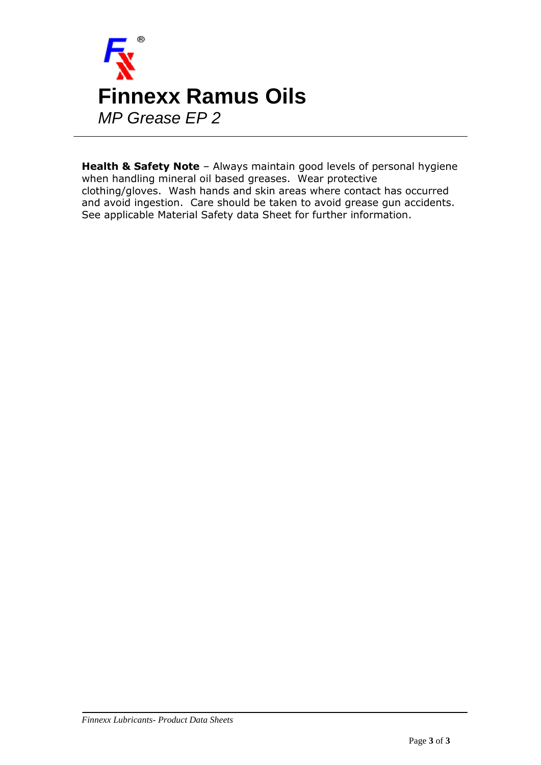# Finnexx Ramus Oils

*MP Grease EP 2*

**Health & Safety Note** – Always maintain good levels of personal hygiene when handling mineral oil based greases. Wear protective clothing/gloves. Wash hands and skin areas where contact has occurred and avoid ingestion. Care should be taken to avoid grease gun accidents. See applicable Material Safety data Sheet for further information.